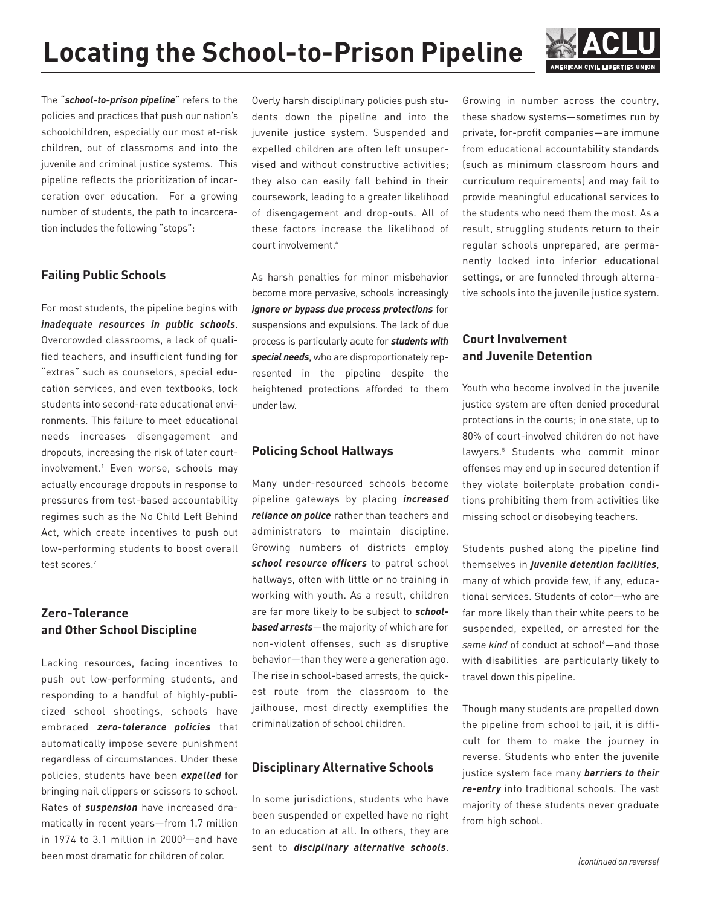# Locating the School-to-Prison Pipeline

The "***school-to-prison pipeline***" refers to the policies and practices that push our nation's schoolchildren, especially our most at-risk children, out of classrooms and into the juvenile and criminal justice systems. This pipeline reflects the prioritization of incarceration over education. For a growing number of students, the path to incarceration includes the following "stops":

### Failing Public Schools

For most students, the pipeline begins with ***inadequate resources in public schools***. Overcrowded classrooms, a lack of qualified teachers, and insufficient funding for "extras" such as counselors, special education services, and even textbooks, lock students into second-rate educational environments. This failure to meet educational needs increases disengagement and dropouts, increasing the risk of later court-involvement.[1] Even worse, schools may actually encourage dropouts in response to pressures from test-based accountability regimes such as the No Child Left Behind Act, which create incentives to push out low-performing students to boost overall test scores.[2]

### Zero-Tolerance and Other School Discipline

Lacking resources, facing incentives to push out low-performing students, and responding to a handful of highly-publicized school shootings, schools have embraced ***zero-tolerance policies*** that automatically impose severe punishment regardless of circumstances. Under these policies, students have been ***expelled*** for bringing nail clippers or scissors to school. Rates of ***suspension*** have increased dramatically in recent years—from 1.7 million in 1974 to 3.1 million in 2000[3]—and have been most dramatic for children of color.

Overly harsh disciplinary policies push students down the pipeline and into the juvenile justice system. Suspended and expelled children are often left unsupervised and without constructive activities; they also can easily fall behind in their coursework, leading to a greater likelihood of disengagement and drop-outs. All of these factors increase the likelihood of court involvement.[4]

As harsh penalties for minor misbehavior become more pervasive, schools increasingly ***ignore or bypass due process protections*** for suspensions and expulsions. The lack of due process is particularly acute for ***students with special needs***, who are disproportionately represented in the pipeline despite the heightened protections afforded to them under law.

### Policing School Hallways

Many under-resourced schools become pipeline gateways by placing ***increased reliance on police*** rather than teachers and administrators to maintain discipline. Growing numbers of districts employ ***school resource officers*** to patrol school hallways, often with little or no training in working with youth. As a result, children are far more likely to be subject to ***school-based arrests***—the majority of which are for non-violent offenses, such as disruptive behavior—than they were a generation ago. The rise in school-based arrests, the quickest route from the classroom to the jailhouse, most directly exemplifies the criminalization of school children.

### Disciplinary Alternative Schools

In some jurisdictions, students who have been suspended or expelled have no right to an education at all. In others, they are sent to ***disciplinary alternative schools***. Growing in number across the country, these shadow systems—sometimes run by private, for-profit companies—are immune from educational accountability standards (such as minimum classroom hours and curriculum requirements) and may fail to provide meaningful educational services to the students who need them the most. As a result, struggling students return to their regular schools unprepared, are permanently locked into inferior educational settings, or are funneled through alternative schools into the juvenile justice system.

### Court Involvement and Juvenile Detention

Youth who become involved in the juvenile justice system are often denied procedural protections in the courts; in one state, up to 80% of court-involved children do not have lawyers.[5] Students who commit minor offenses may end up in secured detention if they violate boilerplate probation conditions prohibiting them from activities like missing school or disobeying teachers.

Students pushed along the pipeline find themselves in ***juvenile detention facilities***, many of which provide few, if any, educational services. Students of color—who are far more likely than their white peers to be suspended, expelled, or arrested for the *same kind* of conduct at school[6]—and those with disabilities are particularly likely to travel down this pipeline.

Though many students are propelled down the pipeline from school to jail, it is difficult for them to make the journey in reverse. Students who enter the juvenile justice system face many ***barriers to their re-entry*** into traditional schools. The vast majority of these students never graduate from high school.

*(continued on reverse)*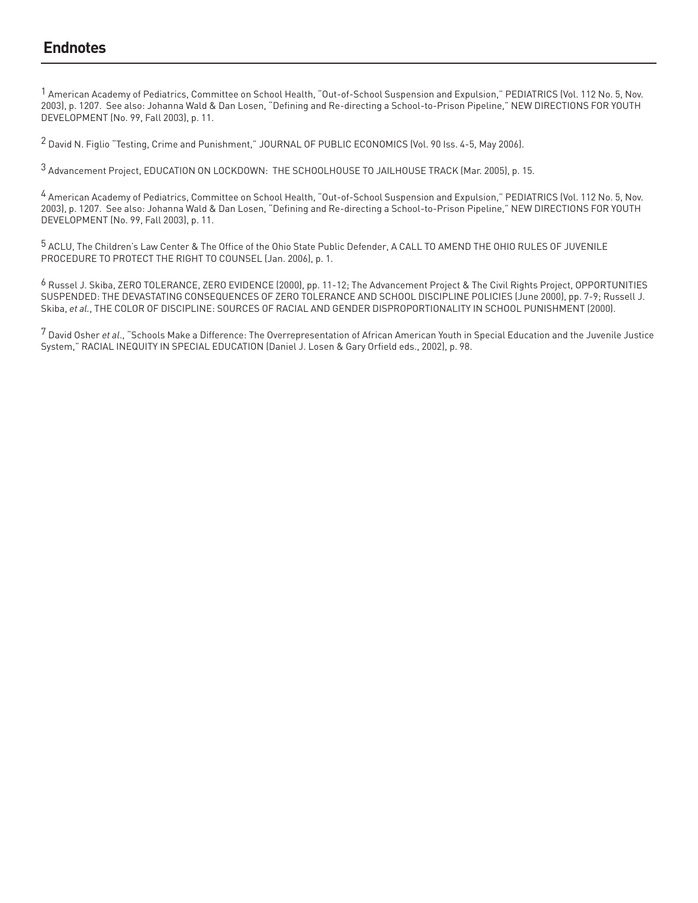## Endnotes

[1] American Academy of Pediatrics, Committee on School Health, "Out-of-School Suspension and Expulsion," PEDIATRICS (Vol. 112 No. 5, Nov. 2003), p. 1207. See also: Johanna Wald & Dan Losen, "Defining and Re-directing a School-to-Prison Pipeline," NEW DIRECTIONS FOR YOUTH DEVELOPMENT (No. 99, Fall 2003), p. 11.

[2] David N. Figlio "Testing, Crime and Punishment," JOURNAL OF PUBLIC ECONOMICS (Vol. 90 Iss. 4-5, May 2006).

[3] Advancement Project, EDUCATION ON LOCKDOWN: THE SCHOOLHOUSE TO JAILHOUSE TRACK (Mar. 2005), p. 15.

[4] American Academy of Pediatrics, Committee on School Health, "Out-of-School Suspension and Expulsion," PEDIATRICS (Vol. 112 No. 5, Nov. 2003), p. 1207. See also: Johanna Wald & Dan Losen, "Defining and Re-directing a School-to-Prison Pipeline," NEW DIRECTIONS FOR YOUTH DEVELOPMENT (No. 99, Fall 2003), p. 11.

[5] ACLU, The Children's Law Center & The Office of the Ohio State Public Defender, A CALL TO AMEND THE OHIO RULES OF JUVENILE PROCEDURE TO PROTECT THE RIGHT TO COUNSEL (Jan. 2006), p. 1.

[6] Russel J. Skiba, ZERO TOLERANCE, ZERO EVIDENCE (2000), pp. 11-12; The Advancement Project & The Civil Rights Project, OPPORTUNITIES SUSPENDED: THE DEVASTATING CONSEQUENCES OF ZERO TOLERANCE AND SCHOOL DISCIPLINE POLICIES (June 2000), pp. 7-9; Russell J. Skiba, *et al.*, THE COLOR OF DISCIPLINE: SOURCES OF RACIAL AND GENDER DISPROPORTIONALITY IN SCHOOL PUNISHMENT (2000).

[7] David Osher *et al.*, "Schools Make a Difference: The Overrepresentation of African American Youth in Special Education and the Juvenile Justice System," RACIAL INEQUITY IN SPECIAL EDUCATION (Daniel J. Losen & Gary Orfield eds., 2002), p. 98.